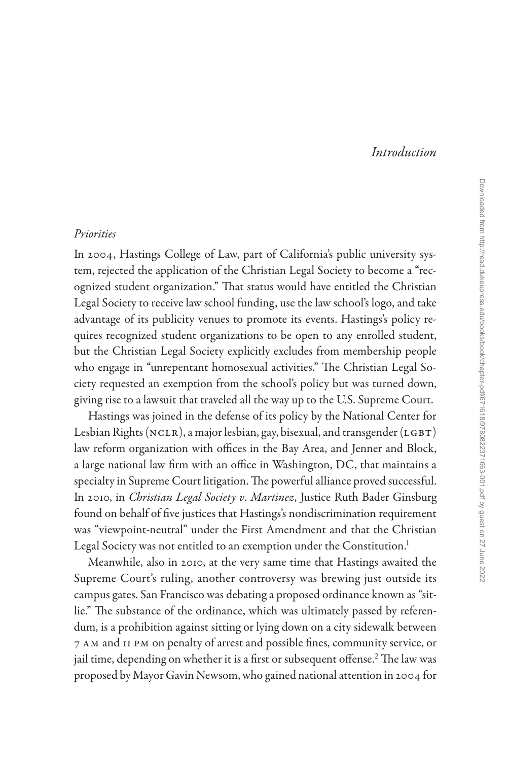# *Introduction*

## *Priorities*

In 2004, Hastings College of Law, part of California's public university system, rejected the application of the Christian Legal Society to become a "recognized student organization." That status would have entitled the Christian Legal Society to receive law school funding, use the law school's logo, and take advantage of its publicity venues to promote its events. Hastings's policy requires recognized student organizations to be open to any enrolled student, but the Christian Legal Society explicitly excludes from membership people who engage in "unrepentant homosexual activities." The Christian Legal Society requested an exemption from the school's policy but was turned down, giving rise to a lawsuit that traveled all the way up to the U.S. Supreme Court.

Hastings was joined in the defense of its policy by the National Center for Lesbian Rights (NCLR), a major lesbian, gay, bisexual, and transgender (LGBT) law reform organization with offices in the Bay Area, and Jenner and Block, a large national law firm with an office in Washington, DC, that maintains a specialty in Supreme Court litigation. The powerful alliance proved successful. In 2010, in *Christian Legal Society v. Martinez*, Justice Ruth Bader Ginsburg found on behalf of five justices that Hastings's nondiscrimination requirement was "viewpoint-neutral" under the First Amendment and that the Christian Legal Society was not entitled to an exemption under the Constitution.[1]

Meanwhile, also in 2010, at the very same time that Hastings awaited the Supreme Court's ruling, another controversy was brewing just outside its campus gates. San Francisco was debating a proposed ordinance known as "sit-lie." The substance of the ordinance, which was ultimately passed by referendum, is a prohibition against sitting or lying down on a city sidewalk between 7 AM and 11 PM on penalty of arrest and possible fines, community service, or jail time, depending on whether it is a first or subsequent offense.[2] The law was proposed by Mayor Gavin Newsom, who gained national attention in 2004 for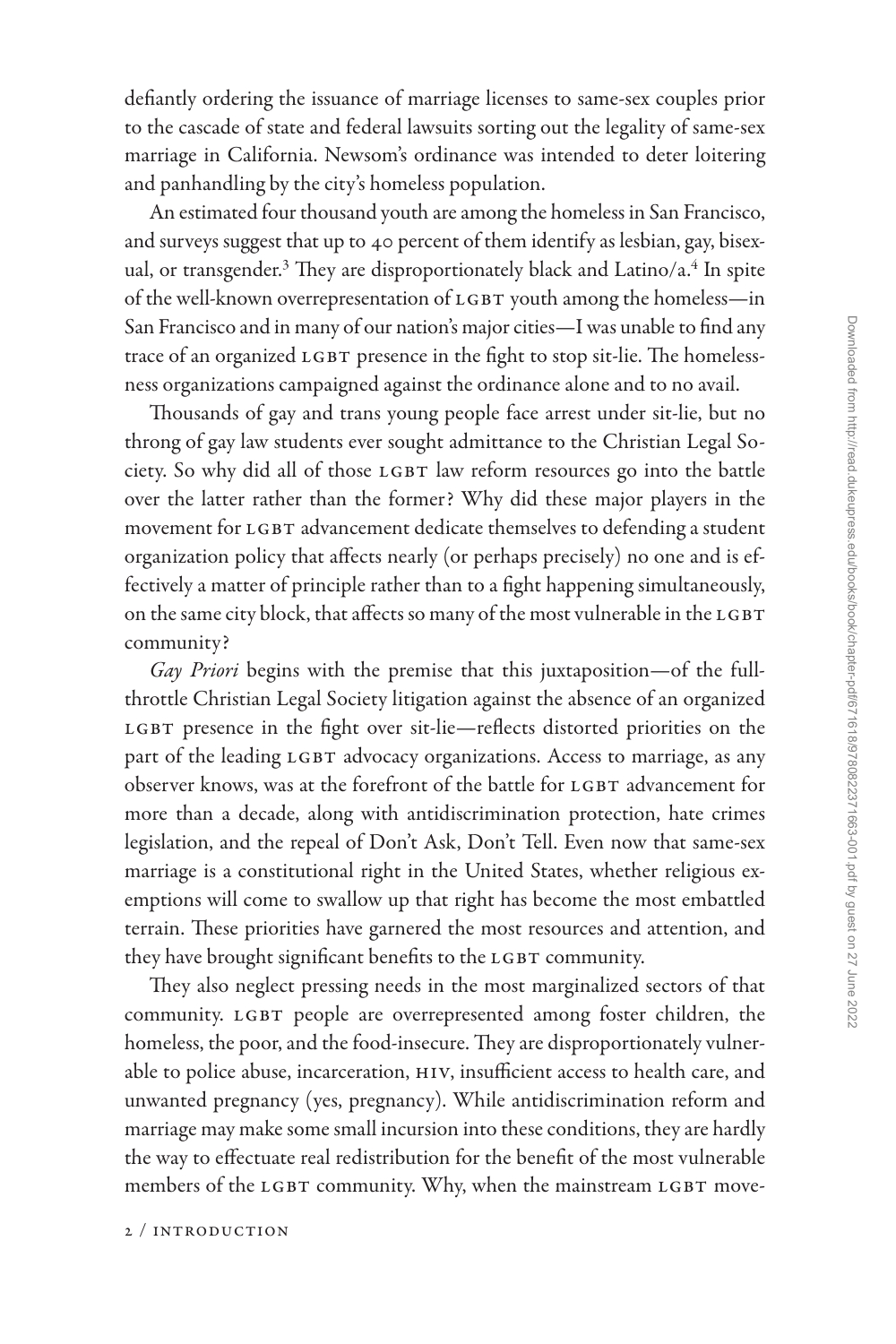defiantly ordering the issuance of marriage licenses to same-sex couples prior to the cascade of state and federal lawsuits sorting out the legality of same-sex marriage in California. Newsom's ordinance was intended to deter loitering and panhandling by the city's homeless population.

An estimated four thousand youth are among the homeless in San Francisco, and surveys suggest that up to 40 percent of them identify as lesbian, gay, bisexual, or transgender.[3] They are disproportionately black and Latino/a.[4] In spite of the well-known overrepresentation of LGBT youth among the homeless—in San Francisco and in many of our nation's major cities—I was unable to find any trace of an organized LGBT presence in the fight to stop sit-lie. The homelessness organizations campaigned against the ordinance alone and to no avail.

Thousands of gay and trans young people face arrest under sit-lie, but no throng of gay law students ever sought admittance to the Christian Legal Society. So why did all of those LGBT law reform resources go into the battle over the latter rather than the former? Why did these major players in the movement for LGBT advancement dedicate themselves to defending a student organization policy that affects nearly (or perhaps precisely) no one and is effectively a matter of principle rather than to a fight happening simultaneously, on the same city block, that affects so many of the most vulnerable in the LGBT community?

*Gay Priori* begins with the premise that this juxtaposition—of the full-throttle Christian Legal Society litigation against the absence of an organized LGBT presence in the fight over sit-lie—reflects distorted priorities on the part of the leading LGBT advocacy organizations. Access to marriage, as any observer knows, was at the forefront of the battle for LGBT advancement for more than a decade, along with antidiscrimination protection, hate crimes legislation, and the repeal of Don't Ask, Don't Tell. Even now that same-sex marriage is a constitutional right in the United States, whether religious exemptions will come to swallow up that right has become the most embattled terrain. These priorities have garnered the most resources and attention, and they have brought significant benefits to the LGBT community.

They also neglect pressing needs in the most marginalized sectors of that community. LGBT people are overrepresented among foster children, the homeless, the poor, and the food-insecure. They are disproportionately vulnerable to police abuse, incarceration, HIV, insufficient access to health care, and unwanted pregnancy (yes, pregnancy). While antidiscrimination reform and marriage may make some small incursion into these conditions, they are hardly the way to effectuate real redistribution for the benefit of the most vulnerable members of the LGBT community. Why, when the mainstream LGBT move-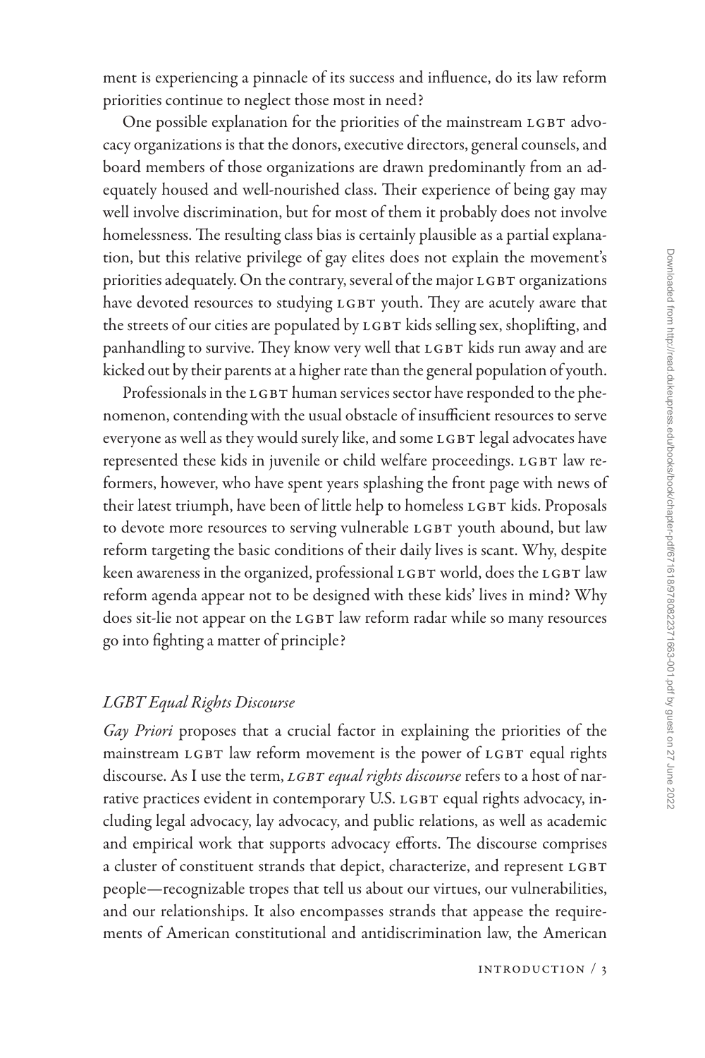ment is experiencing a pinnacle of its success and influence, do its law reform priorities continue to neglect those most in need?

One possible explanation for the priorities of the mainstream LGBT advocacy organizations is that the donors, executive directors, general counsels, and board members of those organizations are drawn predominantly from an adequately housed and well-nourished class. Their experience of being gay may well involve discrimination, but for most of them it probably does not involve homelessness. The resulting class bias is certainly plausible as a partial explanation, but this relative privilege of gay elites does not explain the movement's priorities adequately. On the contrary, several of the major LGBT organizations have devoted resources to studying LGBT youth. They are acutely aware that the streets of our cities are populated by LGBT kids selling sex, shoplifting, and panhandling to survive. They know very well that LGBT kids run away and are kicked out by their parents at a higher rate than the general population of youth.

Professionals in the LGBT human services sector have responded to the phenomenon, contending with the usual obstacle of insufficient resources to serve everyone as well as they would surely like, and some LGBT legal advocates have represented these kids in juvenile or child welfare proceedings. LGBT law reformers, however, who have spent years splashing the front page with news of their latest triumph, have been of little help to homeless LGBT kids. Proposals to devote more resources to serving vulnerable LGBT youth abound, but law reform targeting the basic conditions of their daily lives is scant. Why, despite keen awareness in the organized, professional LGBT world, does the LGBT law reform agenda appear not to be designed with these kids' lives in mind? Why does sit-lie not appear on the LGBT law reform radar while so many resources go into fighting a matter of principle?

### *LGBT Equal Rights Discourse*

*Gay Priori* proposes that a crucial factor in explaining the priorities of the mainstream LGBT law reform movement is the power of LGBT equal rights discourse. As I use the term, *LGBT equal rights discourse* refers to a host of narrative practices evident in contemporary U.S. LGBT equal rights advocacy, including legal advocacy, lay advocacy, and public relations, as well as academic and empirical work that supports advocacy efforts. The discourse comprises a cluster of constituent strands that depict, characterize, and represent LGBT people—recognizable tropes that tell us about our virtues, our vulnerabilities, and our relationships. It also encompasses strands that appease the requirements of American constitutional and antidiscrimination law, the American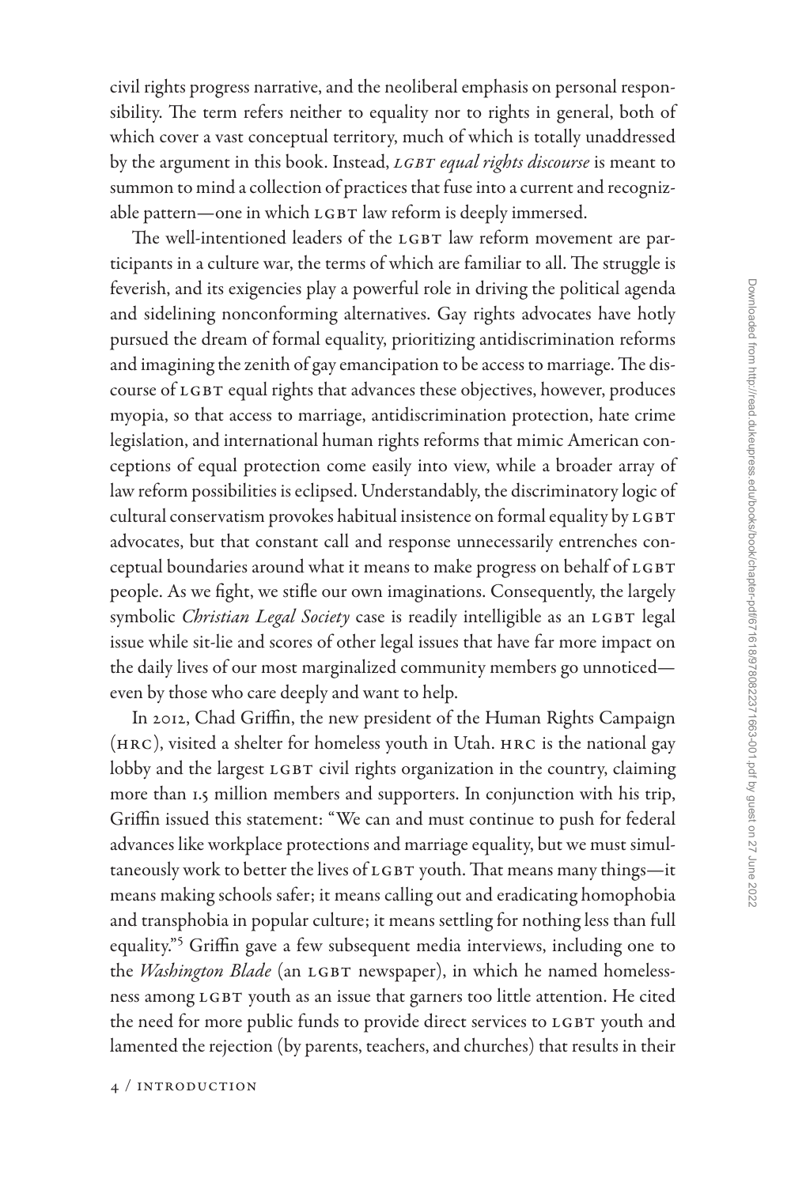civil rights progress narrative, and the neoliberal emphasis on personal responsibility. The term refers neither to equality nor to rights in general, both of which cover a vast conceptual territory, much of which is totally unaddressed by the argument in this book. Instead, *LGBT equal rights discourse* is meant to summon to mind a collection of practices that fuse into a current and recognizable pattern—one in which LGBT law reform is deeply immersed.

The well-intentioned leaders of the LGBT law reform movement are participants in a culture war, the terms of which are familiar to all. The struggle is feverish, and its exigencies play a powerful role in driving the political agenda and sidelining nonconforming alternatives. Gay rights advocates have hotly pursued the dream of formal equality, prioritizing antidiscrimination reforms and imagining the zenith of gay emancipation to be access to marriage. The discourse of LGBT equal rights that advances these objectives, however, produces myopia, so that access to marriage, antidiscrimination protection, hate crime legislation, and international human rights reforms that mimic American conceptions of equal protection come easily into view, while a broader array of law reform possibilities is eclipsed. Understandably, the discriminatory logic of cultural conservatism provokes habitual insistence on formal equality by LGBT advocates, but that constant call and response unnecessarily entrenches conceptual boundaries around what it means to make progress on behalf of LGBT people. As we fight, we stifle our own imaginations. Consequently, the largely symbolic *Christian Legal Society* case is readily intelligible as an LGBT legal issue while sit-lie and scores of other legal issues that have far more impact on the daily lives of our most marginalized community members go unnoticed—even by those who care deeply and want to help.

In 2012, Chad Griffin, the new president of the Human Rights Campaign (HRC), visited a shelter for homeless youth in Utah. HRC is the national gay lobby and the largest LGBT civil rights organization in the country, claiming more than 1.5 million members and supporters. In conjunction with his trip, Griffin issued this statement: "We can and must continue to push for federal advances like workplace protections and marriage equality, but we must simultaneously work to better the lives of LGBT youth. That means many things—it means making schools safer; it means calling out and eradicating homophobia and transphobia in popular culture; it means settling for nothing less than full equality."[5] Griffin gave a few subsequent media interviews, including one to the *Washington Blade* (an LGBT newspaper), in which he named homelessness among LGBT youth as an issue that garners too little attention. He cited the need for more public funds to provide direct services to LGBT youth and lamented the rejection (by parents, teachers, and churches) that results in their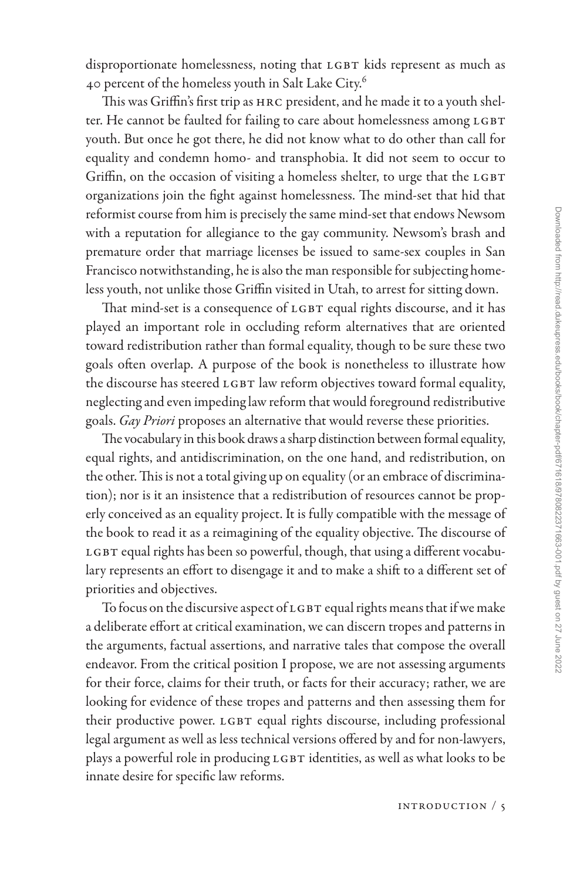disproportionate homelessness, noting that LGBT kids represent as much as 40 percent of the homeless youth in Salt Lake City.[6]

This was Griffin's first trip as HRC president, and he made it to a youth shelter. He cannot be faulted for failing to care about homelessness among LGBT youth. But once he got there, he did not know what to do other than call for equality and condemn homo- and transphobia. It did not seem to occur to Griffin, on the occasion of visiting a homeless shelter, to urge that the LGBT organizations join the fight against homelessness. The mind-set that hid that reformist course from him is precisely the same mind-set that endows Newsom with a reputation for allegiance to the gay community. Newsom's brash and premature order that marriage licenses be issued to same-sex couples in San Francisco notwithstanding, he is also the man responsible for subjecting homeless youth, not unlike those Griffin visited in Utah, to arrest for sitting down.

That mind-set is a consequence of LGBT equal rights discourse, and it has played an important role in occluding reform alternatives that are oriented toward redistribution rather than formal equality, though to be sure these two goals often overlap. A purpose of the book is nonetheless to illustrate how the discourse has steered LGBT law reform objectives toward formal equality, neglecting and even impeding law reform that would foreground redistributive goals. *Gay Priori* proposes an alternative that would reverse these priorities.

The vocabulary in this book draws a sharp distinction between formal equality, equal rights, and antidiscrimination, on the one hand, and redistribution, on the other. This is not a total giving up on equality (or an embrace of discrimination); nor is it an insistence that a redistribution of resources cannot be properly conceived as an equality project. It is fully compatible with the message of the book to read it as a reimagining of the equality objective. The discourse of LGBT equal rights has been so powerful, though, that using a different vocabulary represents an effort to disengage it and to make a shift to a different set of priorities and objectives.

To focus on the discursive aspect of LGBT equal rights means that if we make a deliberate effort at critical examination, we can discern tropes and patterns in the arguments, factual assertions, and narrative tales that compose the overall endeavor. From the critical position I propose, we are not assessing arguments for their force, claims for their truth, or facts for their accuracy; rather, we are looking for evidence of these tropes and patterns and then assessing them for their productive power. LGBT equal rights discourse, including professional legal argument as well as less technical versions offered by and for non-lawyers, plays a powerful role in producing LGBT identities, as well as what looks to be innate desire for specific law reforms.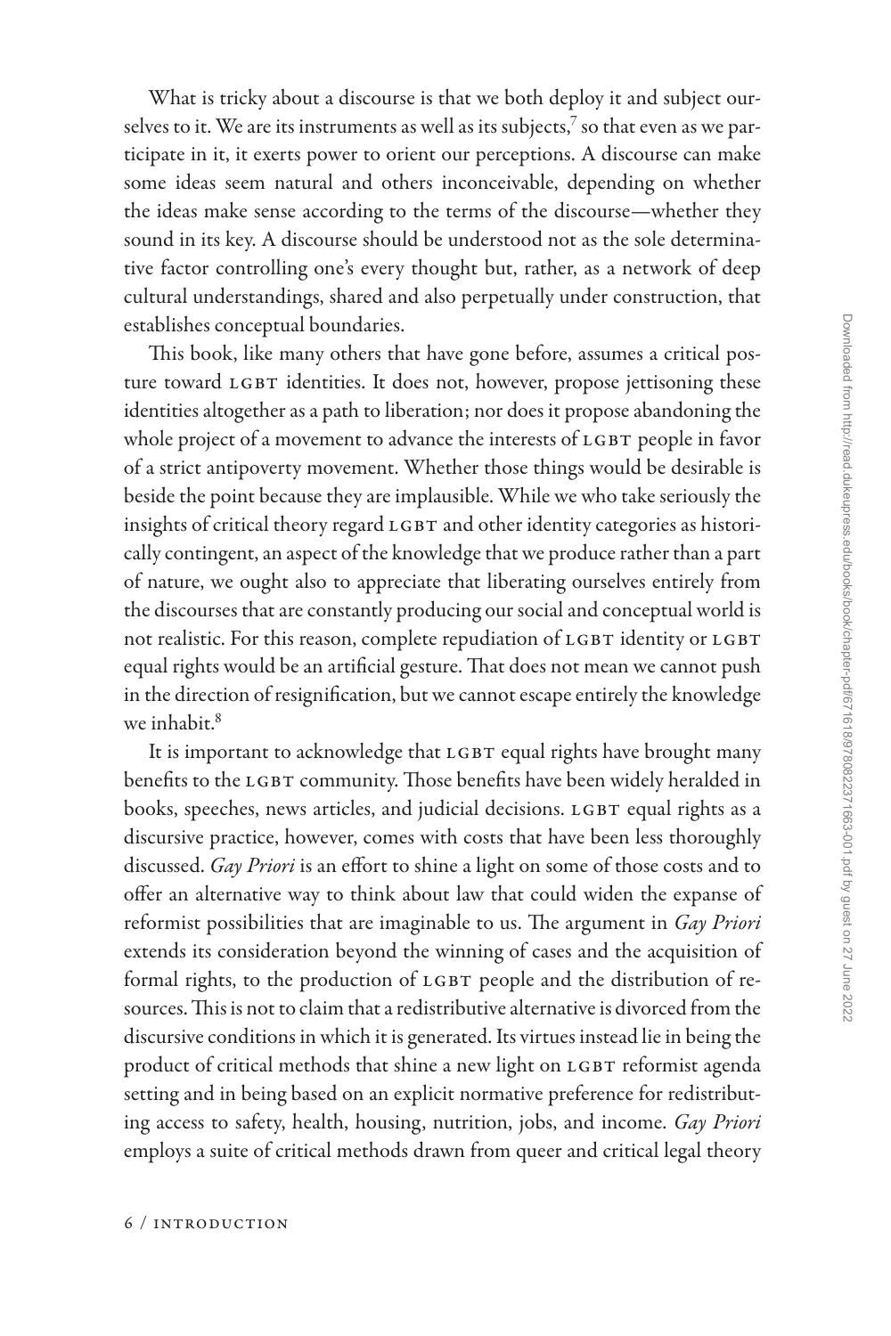What is tricky about a discourse is that we both deploy it and subject ourselves to it. We are its instruments as well as its subjects,[7] so that even as we participate in it, it exerts power to orient our perceptions. A discourse can make some ideas seem natural and others inconceivable, depending on whether the ideas make sense according to the terms of the discourse—whether they sound in its key. A discourse should be understood not as the sole determinative factor controlling one's every thought but, rather, as a network of deep cultural understandings, shared and also perpetually under construction, that establishes conceptual boundaries.

This book, like many others that have gone before, assumes a critical posture toward LGBT identities. It does not, however, propose jettisoning these identities altogether as a path to liberation; nor does it propose abandoning the whole project of a movement to advance the interests of LGBT people in favor of a strict antipoverty movement. Whether those things would be desirable is beside the point because they are implausible. While we who take seriously the insights of critical theory regard LGBT and other identity categories as historically contingent, an aspect of the knowledge that we produce rather than a part of nature, we ought also to appreciate that liberating ourselves entirely from the discourses that are constantly producing our social and conceptual world is not realistic. For this reason, complete repudiation of LGBT identity or LGBT equal rights would be an artificial gesture. That does not mean we cannot push in the direction of resignification, but we cannot escape entirely the knowledge we inhabit.[8]

It is important to acknowledge that LGBT equal rights have brought many benefits to the LGBT community. Those benefits have been widely heralded in books, speeches, news articles, and judicial decisions. LGBT equal rights as a discursive practice, however, comes with costs that have been less thoroughly discussed. *Gay Priori* is an effort to shine a light on some of those costs and to offer an alternative way to think about law that could widen the expanse of reformist possibilities that are imaginable to us. The argument in *Gay Priori* extends its consideration beyond the winning of cases and the acquisition of formal rights, to the production of LGBT people and the distribution of resources. This is not to claim that a redistributive alternative is divorced from the discursive conditions in which it is generated. Its virtues instead lie in being the product of critical methods that shine a new light on LGBT reformist agenda setting and in being based on an explicit normative preference for redistributing access to safety, health, housing, nutrition, jobs, and income. *Gay Priori* employs a suite of critical methods drawn from queer and critical legal theory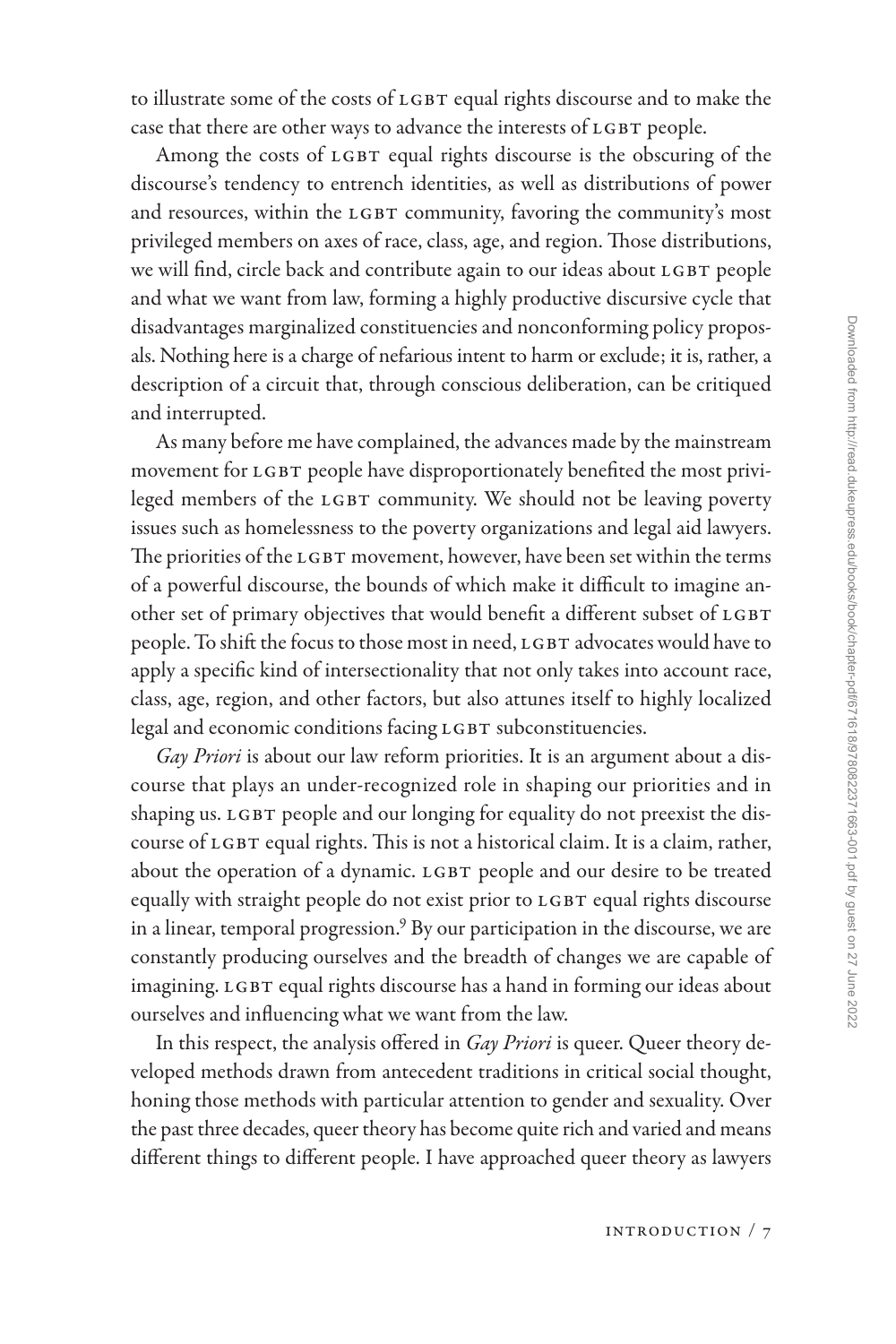to illustrate some of the costs of LGBT equal rights discourse and to make the case that there are other ways to advance the interests of LGBT people.

Among the costs of LGBT equal rights discourse is the obscuring of the discourse's tendency to entrench identities, as well as distributions of power and resources, within the LGBT community, favoring the community's most privileged members on axes of race, class, age, and region. Those distributions, we will find, circle back and contribute again to our ideas about LGBT people and what we want from law, forming a highly productive discursive cycle that disadvantages marginalized constituencies and nonconforming policy proposals. Nothing here is a charge of nefarious intent to harm or exclude; it is, rather, a description of a circuit that, through conscious deliberation, can be critiqued and interrupted.

As many before me have complained, the advances made by the mainstream movement for LGBT people have disproportionately benefited the most privileged members of the LGBT community. We should not be leaving poverty issues such as homelessness to the poverty organizations and legal aid lawyers. The priorities of the LGBT movement, however, have been set within the terms of a powerful discourse, the bounds of which make it difficult to imagine another set of primary objectives that would benefit a different subset of LGBT people. To shift the focus to those most in need, LGBT advocates would have to apply a specific kind of intersectionality that not only takes into account race, class, age, region, and other factors, but also attunes itself to highly localized legal and economic conditions facing LGBT subconstituencies.

*Gay Priori* is about our law reform priorities. It is an argument about a discourse that plays an under-recognized role in shaping our priorities and in shaping us. LGBT people and our longing for equality do not preexist the discourse of LGBT equal rights. This is not a historical claim. It is a claim, rather, about the operation of a dynamic. LGBT people and our desire to be treated equally with straight people do not exist prior to LGBT equal rights discourse in a linear, temporal progression.[9] By our participation in the discourse, we are constantly producing ourselves and the breadth of changes we are capable of imagining. LGBT equal rights discourse has a hand in forming our ideas about ourselves and influencing what we want from the law.

In this respect, the analysis offered in *Gay Priori* is queer. Queer theory developed methods drawn from antecedent traditions in critical social thought, honing those methods with particular attention to gender and sexuality. Over the past three decades, queer theory has become quite rich and varied and means different things to different people. I have approached queer theory as lawyers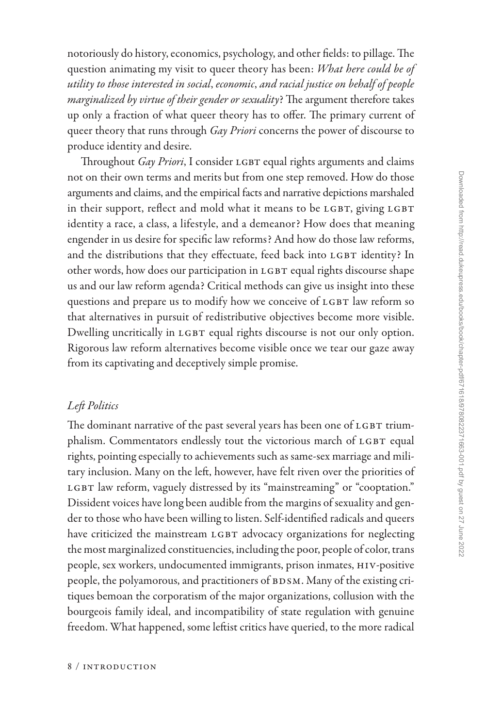notoriously do history, economics, psychology, and other fields: to pillage. The question animating my visit to queer theory has been: *What here could be of utility to those interested in social, economic, and racial justice on behalf of people marginalized by virtue of their gender or sexuality*? The argument therefore takes up only a fraction of what queer theory has to offer. The primary current of queer theory that runs through *Gay Priori* concerns the power of discourse to produce identity and desire.

Throughout *Gay Priori*, I consider LGBT equal rights arguments and claims not on their own terms and merits but from one step removed. How do those arguments and claims, and the empirical facts and narrative depictions marshaled in their support, reflect and mold what it means to be LGBT, giving LGBT identity a race, a class, a lifestyle, and a demeanor? How does that meaning engender in us desire for specific law reforms? And how do those law reforms, and the distributions that they effectuate, feed back into LGBT identity? In other words, how does our participation in LGBT equal rights discourse shape us and our law reform agenda? Critical methods can give us insight into these questions and prepare us to modify how we conceive of LGBT law reform so that alternatives in pursuit of redistributive objectives become more visible. Dwelling uncritically in LGBT equal rights discourse is not our only option. Rigorous law reform alternatives become visible once we tear our gaze away from its captivating and deceptively simple promise.

### *Left Politics*

The dominant narrative of the past several years has been one of LGBT triumphalism. Commentators endlessly tout the victorious march of LGBT equal rights, pointing especially to achievements such as same-sex marriage and military inclusion. Many on the left, however, have felt riven over the priorities of LGBT law reform, vaguely distressed by its "mainstreaming" or "cooptation." Dissident voices have long been audible from the margins of sexuality and gender to those who have been willing to listen. Self-identified radicals and queers have criticized the mainstream LGBT advocacy organizations for neglecting the most marginalized constituencies, including the poor, people of color, trans people, sex workers, undocumented immigrants, prison inmates, HIV-positive people, the polyamorous, and practitioners of BDSM. Many of the existing critiques bemoan the corporatism of the major organizations, collusion with the bourgeois family ideal, and incompatibility of state regulation with genuine freedom. What happened, some leftist critics have queried, to the more radical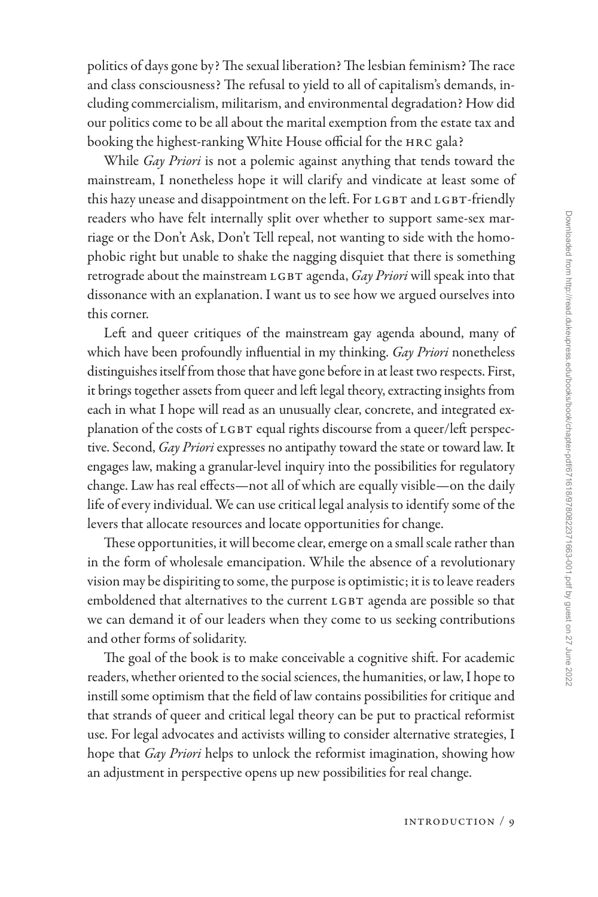politics of days gone by? The sexual liberation? The lesbian feminism? The race and class consciousness? The refusal to yield to all of capitalism's demands, including commercialism, militarism, and environmental degradation? How did our politics come to be all about the marital exemption from the estate tax and booking the highest-ranking White House official for the HRC gala?

While *Gay Priori* is not a polemic against anything that tends toward the mainstream, I nonetheless hope it will clarify and vindicate at least some of this hazy unease and disappointment on the left. For LGBT and LGBT-friendly readers who have felt internally split over whether to support same-sex marriage or the Don't Ask, Don't Tell repeal, not wanting to side with the homophobic right but unable to shake the nagging disquiet that there is something retrograde about the mainstream LGBT agenda, *Gay Priori* will speak into that dissonance with an explanation. I want us to see how we argued ourselves into this corner.

Left and queer critiques of the mainstream gay agenda abound, many of which have been profoundly influential in my thinking. *Gay Priori* nonetheless distinguishes itself from those that have gone before in at least two respects. First, it brings together assets from queer and left legal theory, extracting insights from each in what I hope will read as an unusually clear, concrete, and integrated explanation of the costs of LGBT equal rights discourse from a queer/left perspective. Second, *Gay Priori* expresses no antipathy toward the state or toward law. It engages law, making a granular-level inquiry into the possibilities for regulatory change. Law has real effects—not all of which are equally visible—on the daily life of every individual. We can use critical legal analysis to identify some of the levers that allocate resources and locate opportunities for change.

These opportunities, it will become clear, emerge on a small scale rather than in the form of wholesale emancipation. While the absence of a revolutionary vision may be dispiriting to some, the purpose is optimistic; it is to leave readers emboldened that alternatives to the current LGBT agenda are possible so that we can demand it of our leaders when they come to us seeking contributions and other forms of solidarity.

The goal of the book is to make conceivable a cognitive shift. For academic readers, whether oriented to the social sciences, the humanities, or law, I hope to instill some optimism that the field of law contains possibilities for critique and that strands of queer and critical legal theory can be put to practical reformist use. For legal advocates and activists willing to consider alternative strategies, I hope that *Gay Priori* helps to unlock the reformist imagination, showing how an adjustment in perspective opens up new possibilities for real change.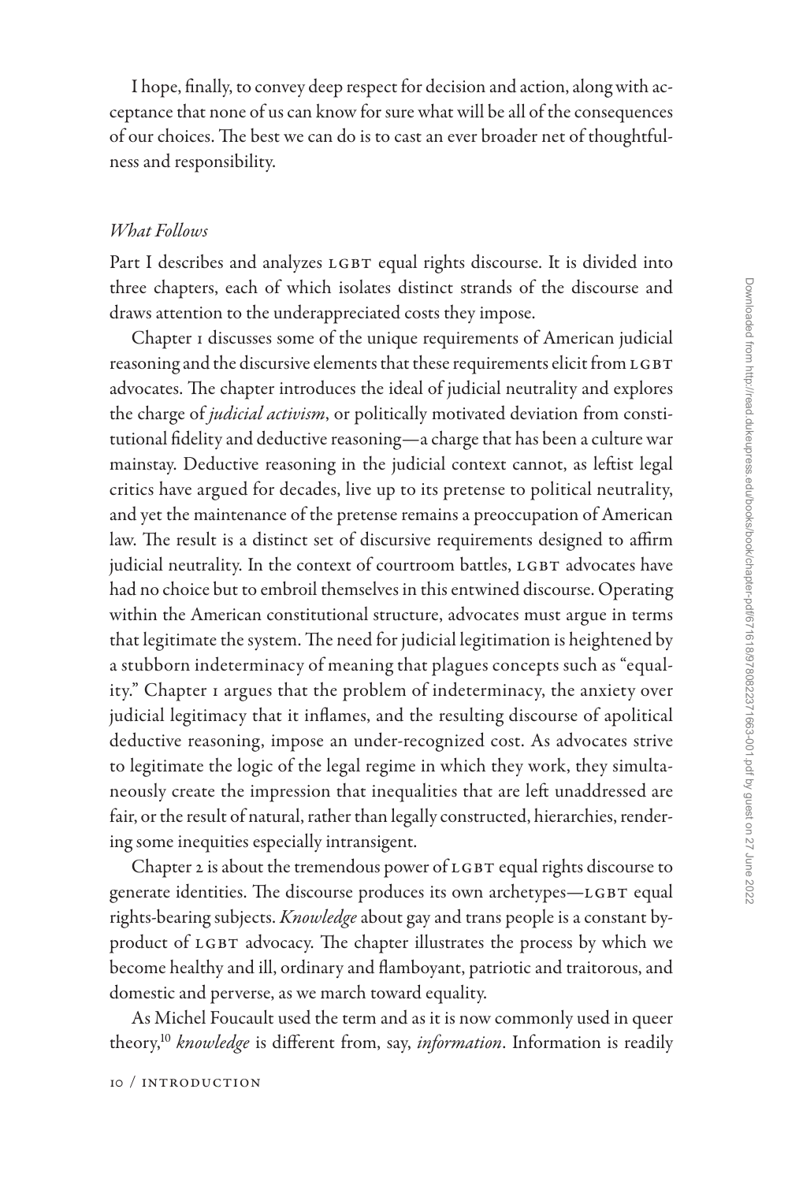I hope, finally, to convey deep respect for decision and action, along with acceptance that none of us can know for sure what will be all of the consequences of our choices. The best we can do is to cast an ever broader net of thoughtfulness and responsibility.

### *What Follows*

Part I describes and analyzes LGBT equal rights discourse. It is divided into three chapters, each of which isolates distinct strands of the discourse and draws attention to the underappreciated costs they impose.

Chapter 1 discusses some of the unique requirements of American judicial reasoning and the discursive elements that these requirements elicit from LGBT advocates. The chapter introduces the ideal of judicial neutrality and explores the charge of *judicial activism*, or politically motivated deviation from constitutional fidelity and deductive reasoning—a charge that has been a culture war mainstay. Deductive reasoning in the judicial context cannot, as leftist legal critics have argued for decades, live up to its pretense to political neutrality, and yet the maintenance of the pretense remains a preoccupation of American law. The result is a distinct set of discursive requirements designed to affirm judicial neutrality. In the context of courtroom battles, LGBT advocates have had no choice but to embroil themselves in this entwined discourse. Operating within the American constitutional structure, advocates must argue in terms that legitimate the system. The need for judicial legitimation is heightened by a stubborn indeterminacy of meaning that plagues concepts such as "equality." Chapter 1 argues that the problem of indeterminacy, the anxiety over judicial legitimacy that it inflames, and the resulting discourse of apolitical deductive reasoning, impose an under-recognized cost. As advocates strive to legitimate the logic of the legal regime in which they work, they simultaneously create the impression that inequalities that are left unaddressed are fair, or the result of natural, rather than legally constructed, hierarchies, rendering some inequities especially intransigent.

Chapter 2 is about the tremendous power of LGBT equal rights discourse to generate identities. The discourse produces its own archetypes—LGBT equal rights-bearing subjects. *Knowledge* about gay and trans people is a constant byproduct of LGBT advocacy. The chapter illustrates the process by which we become healthy and ill, ordinary and flamboyant, patriotic and traitorous, and domestic and perverse, as we march toward equality.

As Michel Foucault used the term and as it is now commonly used in queer theory,[10] *knowledge* is different from, say, *information*. Information is readily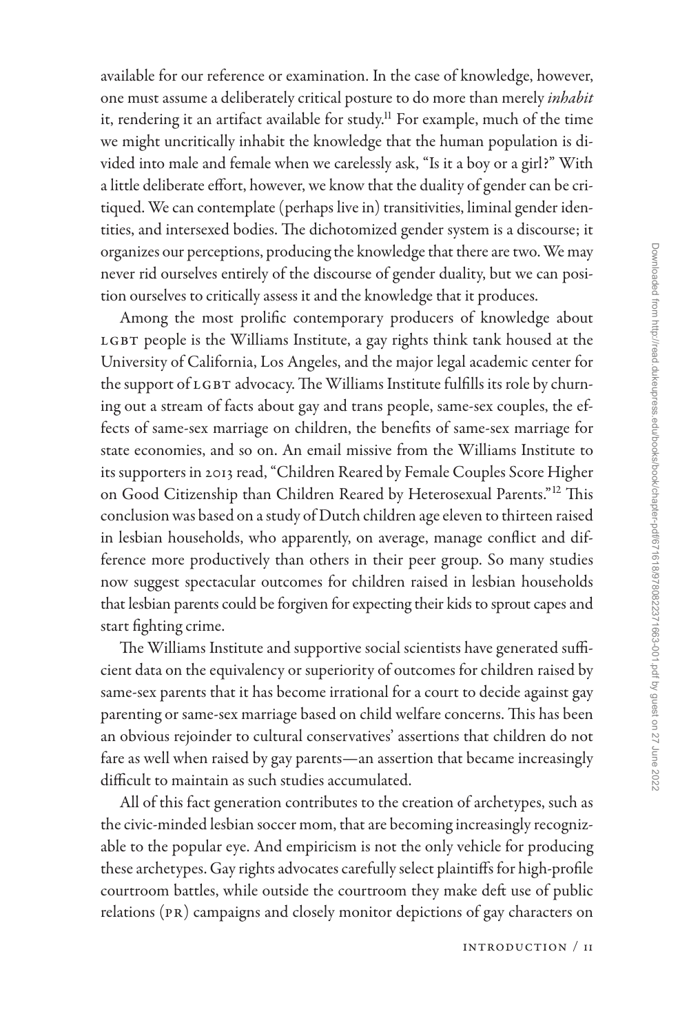available for our reference or examination. In the case of knowledge, however, one must assume a deliberately critical posture to do more than merely *inhabit* it, rendering it an artifact available for study.[11] For example, much of the time we might uncritically inhabit the knowledge that the human population is divided into male and female when we carelessly ask, "Is it a boy or a girl?" With a little deliberate effort, however, we know that the duality of gender can be critiqued. We can contemplate (perhaps live in) transitivities, liminal gender identities, and intersexed bodies. The dichotomized gender system is a discourse; it organizes our perceptions, producing the knowledge that there are two. We may never rid ourselves entirely of the discourse of gender duality, but we can position ourselves to critically assess it and the knowledge that it produces.

Among the most prolific contemporary producers of knowledge about LGBT people is the Williams Institute, a gay rights think tank housed at the University of California, Los Angeles, and the major legal academic center for the support of LGBT advocacy. The Williams Institute fulfills its role by churning out a stream of facts about gay and trans people, same-sex couples, the effects of same-sex marriage on children, the benefits of same-sex marriage for state economies, and so on. An email missive from the Williams Institute to its supporters in 2013 read, "Children Reared by Female Couples Score Higher on Good Citizenship than Children Reared by Heterosexual Parents."[12] This conclusion was based on a study of Dutch children age eleven to thirteen raised in lesbian households, who apparently, on average, manage conflict and difference more productively than others in their peer group. So many studies now suggest spectacular outcomes for children raised in lesbian households that lesbian parents could be forgiven for expecting their kids to sprout capes and start fighting crime.

The Williams Institute and supportive social scientists have generated sufficient data on the equivalency or superiority of outcomes for children raised by same-sex parents that it has become irrational for a court to decide against gay parenting or same-sex marriage based on child welfare concerns. This has been an obvious rejoinder to cultural conservatives' assertions that children do not fare as well when raised by gay parents—an assertion that became increasingly difficult to maintain as such studies accumulated.

All of this fact generation contributes to the creation of archetypes, such as the civic-minded lesbian soccer mom, that are becoming increasingly recognizable to the popular eye. And empiricism is not the only vehicle for producing these archetypes. Gay rights advocates carefully select plaintiffs for high-profile courtroom battles, while outside the courtroom they make deft use of public relations (PR) campaigns and closely monitor depictions of gay characters on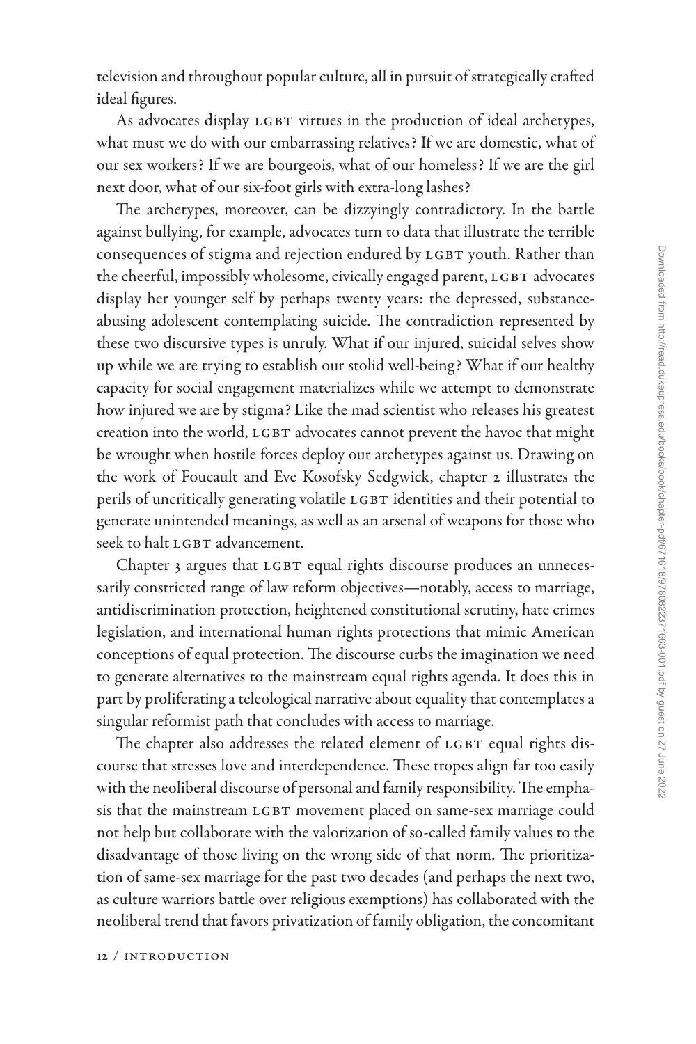television and throughout popular culture, all in pursuit of strategically crafted ideal figures.

As advocates display LGBT virtues in the production of ideal archetypes, what must we do with our embarrassing relatives? If we are domestic, what of our sex workers? If we are bourgeois, what of our homeless? If we are the girl next door, what of our six-foot girls with extra-long lashes?

The archetypes, moreover, can be dizzyingly contradictory. In the battle against bullying, for example, advocates turn to data that illustrate the terrible consequences of stigma and rejection endured by LGBT youth. Rather than the cheerful, impossibly wholesome, civically engaged parent, LGBT advocates display her younger self by perhaps twenty years: the depressed, substance-abusing adolescent contemplating suicide. The contradiction represented by these two discursive types is unruly. What if our injured, suicidal selves show up while we are trying to establish our stolid well-being? What if our healthy capacity for social engagement materializes while we attempt to demonstrate how injured we are by stigma? Like the mad scientist who releases his greatest creation into the world, LGBT advocates cannot prevent the havoc that might be wrought when hostile forces deploy our archetypes against us. Drawing on the work of Foucault and Eve Kosofsky Sedgwick, chapter 2 illustrates the perils of uncritically generating volatile LGBT identities and their potential to generate unintended meanings, as well as an arsenal of weapons for those who seek to halt LGBT advancement.

Chapter 3 argues that LGBT equal rights discourse produces an unnecessarily constricted range of law reform objectives—notably, access to marriage, antidiscrimination protection, heightened constitutional scrutiny, hate crimes legislation, and international human rights protections that mimic American conceptions of equal protection. The discourse curbs the imagination we need to generate alternatives to the mainstream equal rights agenda. It does this in part by proliferating a teleological narrative about equality that contemplates a singular reformist path that concludes with access to marriage.

The chapter also addresses the related element of LGBT equal rights discourse that stresses love and interdependence. These tropes align far too easily with the neoliberal discourse of personal and family responsibility. The emphasis that the mainstream LGBT movement placed on same-sex marriage could not help but collaborate with the valorization of so-called family values to the disadvantage of those living on the wrong side of that norm. The prioritization of same-sex marriage for the past two decades (and perhaps the next two, as culture warriors battle over religious exemptions) has collaborated with the neoliberal trend that favors privatization of family obligation, the concomitant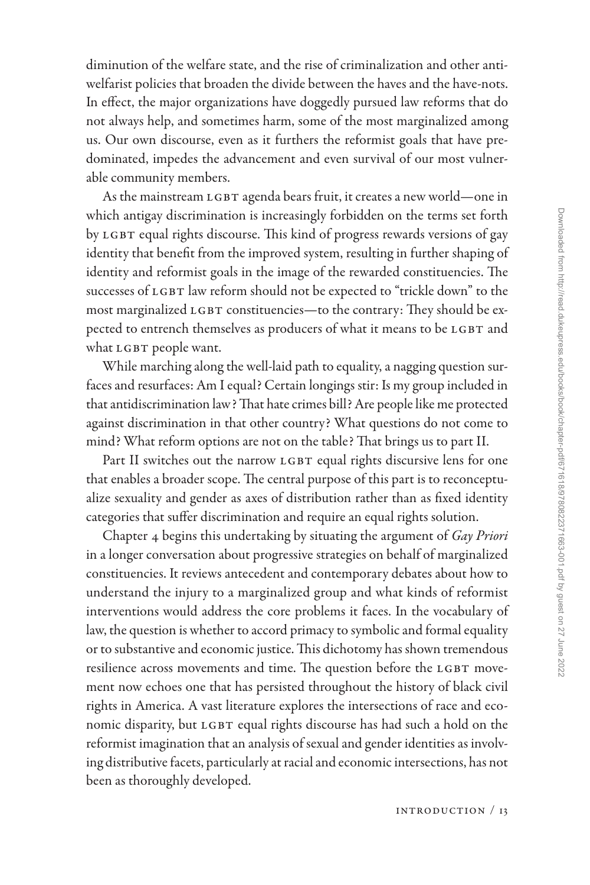diminution of the welfare state, and the rise of criminalization and other antiwelfarist policies that broaden the divide between the haves and the have-nots. In effect, the major organizations have doggedly pursued law reforms that do not always help, and sometimes harm, some of the most marginalized among us. Our own discourse, even as it furthers the reformist goals that have predominated, impedes the advancement and even survival of our most vulnerable community members.

As the mainstream LGBT agenda bears fruit, it creates a new world—one in which antigay discrimination is increasingly forbidden on the terms set forth by LGBT equal rights discourse. This kind of progress rewards versions of gay identity that benefit from the improved system, resulting in further shaping of identity and reformist goals in the image of the rewarded constituencies. The successes of LGBT law reform should not be expected to "trickle down" to the most marginalized LGBT constituencies—to the contrary: They should be expected to entrench themselves as producers of what it means to be LGBT and what LGBT people want.

While marching along the well-laid path to equality, a nagging question surfaces and resurfaces: Am I equal? Certain longings stir: Is my group included in that antidiscrimination law? That hate crimes bill? Are people like me protected against discrimination in that other country? What questions do not come to mind? What reform options are not on the table? That brings us to part II.

Part II switches out the narrow LGBT equal rights discursive lens for one that enables a broader scope. The central purpose of this part is to reconceptualize sexuality and gender as axes of distribution rather than as fixed identity categories that suffer discrimination and require an equal rights solution.

Chapter 4 begins this undertaking by situating the argument of *Gay Priori* in a longer conversation about progressive strategies on behalf of marginalized constituencies. It reviews antecedent and contemporary debates about how to understand the injury to a marginalized group and what kinds of reformist interventions would address the core problems it faces. In the vocabulary of law, the question is whether to accord primacy to symbolic and formal equality or to substantive and economic justice. This dichotomy has shown tremendous resilience across movements and time. The question before the LGBT movement now echoes one that has persisted throughout the history of black civil rights in America. A vast literature explores the intersections of race and economic disparity, but LGBT equal rights discourse has had such a hold on the reformist imagination that an analysis of sexual and gender identities as involving distributive facets, particularly at racial and economic intersections, has not been as thoroughly developed.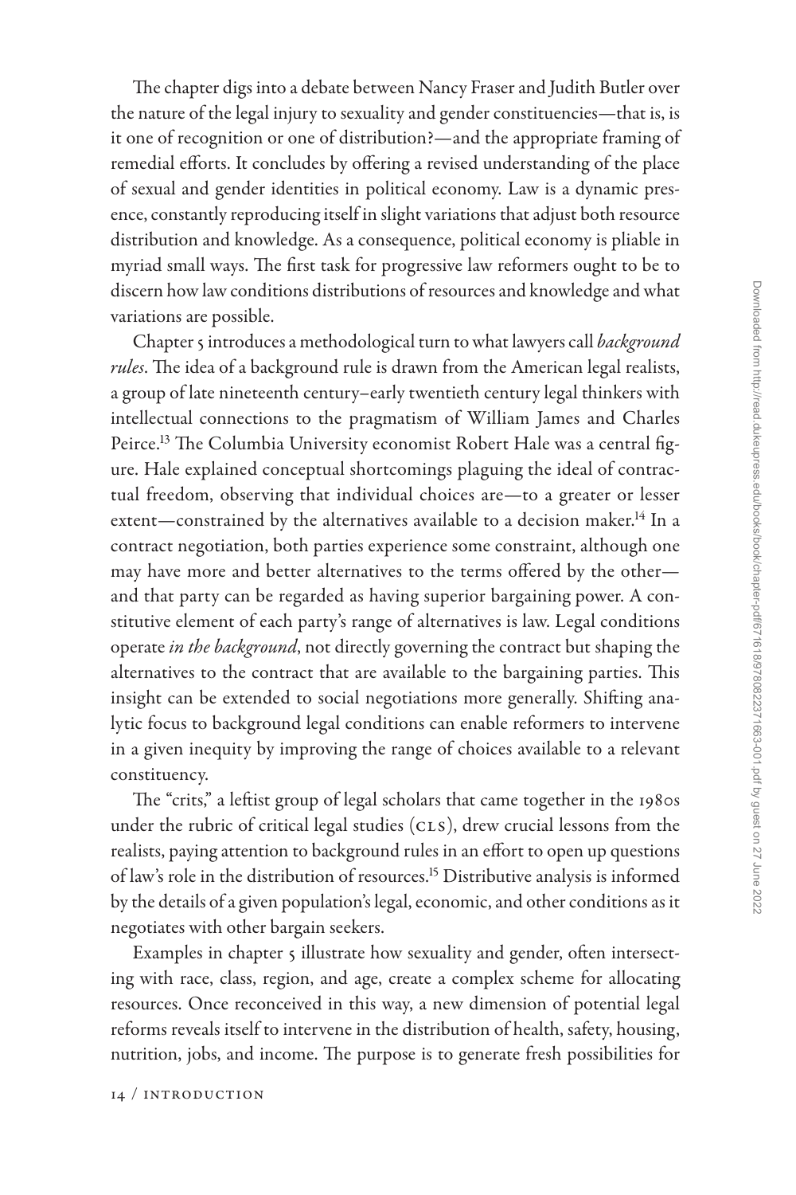The chapter digs into a debate between Nancy Fraser and Judith Butler over the nature of the legal injury to sexuality and gender constituencies—that is, is it one of recognition or one of distribution?—and the appropriate framing of remedial efforts. It concludes by offering a revised understanding of the place of sexual and gender identities in political economy. Law is a dynamic presence, constantly reproducing itself in slight variations that adjust both resource distribution and knowledge. As a consequence, political economy is pliable in myriad small ways. The first task for progressive law reformers ought to be to discern how law conditions distributions of resources and knowledge and what variations are possible.

Chapter 5 introduces a methodological turn to what lawyers call *background rules*. The idea of a background rule is drawn from the American legal realists, a group of late nineteenth century–early twentieth century legal thinkers with intellectual connections to the pragmatism of William James and Charles Peirce.[13] The Columbia University economist Robert Hale was a central figure. Hale explained conceptual shortcomings plaguing the ideal of contractual freedom, observing that individual choices are—to a greater or lesser extent—constrained by the alternatives available to a decision maker.[14] In a contract negotiation, both parties experience some constraint, although one may have more and better alternatives to the terms offered by the other—and that party can be regarded as having superior bargaining power. A constitutive element of each party's range of alternatives is law. Legal conditions operate *in the background*, not directly governing the contract but shaping the alternatives to the contract that are available to the bargaining parties. This insight can be extended to social negotiations more generally. Shifting analytic focus to background legal conditions can enable reformers to intervene in a given inequity by improving the range of choices available to a relevant constituency.

The "crits," a leftist group of legal scholars that came together in the 1980s under the rubric of critical legal studies (CLS), drew crucial lessons from the realists, paying attention to background rules in an effort to open up questions of law's role in the distribution of resources.[15] Distributive analysis is informed by the details of a given population's legal, economic, and other conditions as it negotiates with other bargain seekers.

Examples in chapter 5 illustrate how sexuality and gender, often intersecting with race, class, region, and age, create a complex scheme for allocating resources. Once reconceived in this way, a new dimension of potential legal reforms reveals itself to intervene in the distribution of health, safety, housing, nutrition, jobs, and income. The purpose is to generate fresh possibilities for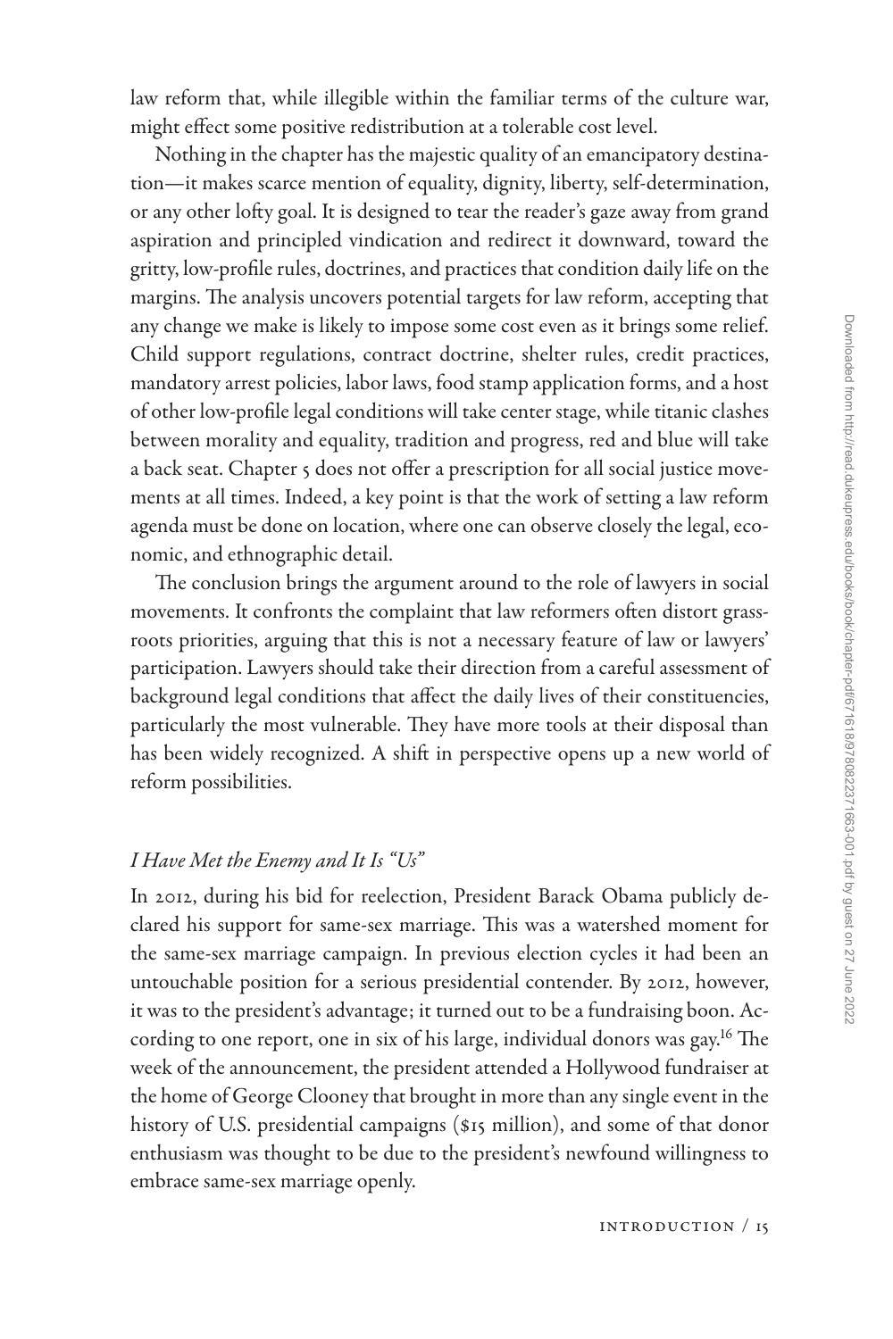law reform that, while illegible within the familiar terms of the culture war, might effect some positive redistribution at a tolerable cost level.

Nothing in the chapter has the majestic quality of an emancipatory destination—it makes scarce mention of equality, dignity, liberty, self-determination, or any other lofty goal. It is designed to tear the reader's gaze away from grand aspiration and principled vindication and redirect it downward, toward the gritty, low-profile rules, doctrines, and practices that condition daily life on the margins. The analysis uncovers potential targets for law reform, accepting that any change we make is likely to impose some cost even as it brings some relief. Child support regulations, contract doctrine, shelter rules, credit practices, mandatory arrest policies, labor laws, food stamp application forms, and a host of other low-profile legal conditions will take center stage, while titanic clashes between morality and equality, tradition and progress, red and blue will take a back seat. Chapter 5 does not offer a prescription for all social justice movements at all times. Indeed, a key point is that the work of setting a law reform agenda must be done on location, where one can observe closely the legal, economic, and ethnographic detail.

The conclusion brings the argument around to the role of lawyers in social movements. It confronts the complaint that law reformers often distort grassroots priorities, arguing that this is not a necessary feature of law or lawyers' participation. Lawyers should take their direction from a careful assessment of background legal conditions that affect the daily lives of their constituencies, particularly the most vulnerable. They have more tools at their disposal than has been widely recognized. A shift in perspective opens up a new world of reform possibilities.

## *I Have Met the Enemy and It Is "Us"*

In 2012, during his bid for reelection, President Barack Obama publicly declared his support for same-sex marriage. This was a watershed moment for the same-sex marriage campaign. In previous election cycles it had been an untouchable position for a serious presidential contender. By 2012, however, it was to the president's advantage; it turned out to be a fundraising boon. According to one report, one in six of his large, individual donors was gay.[16] The week of the announcement, the president attended a Hollywood fundraiser at the home of George Clooney that brought in more than any single event in the history of U.S. presidential campaigns ($15 million), and some of that donor enthusiasm was thought to be due to the president's newfound willingness to embrace same-sex marriage openly.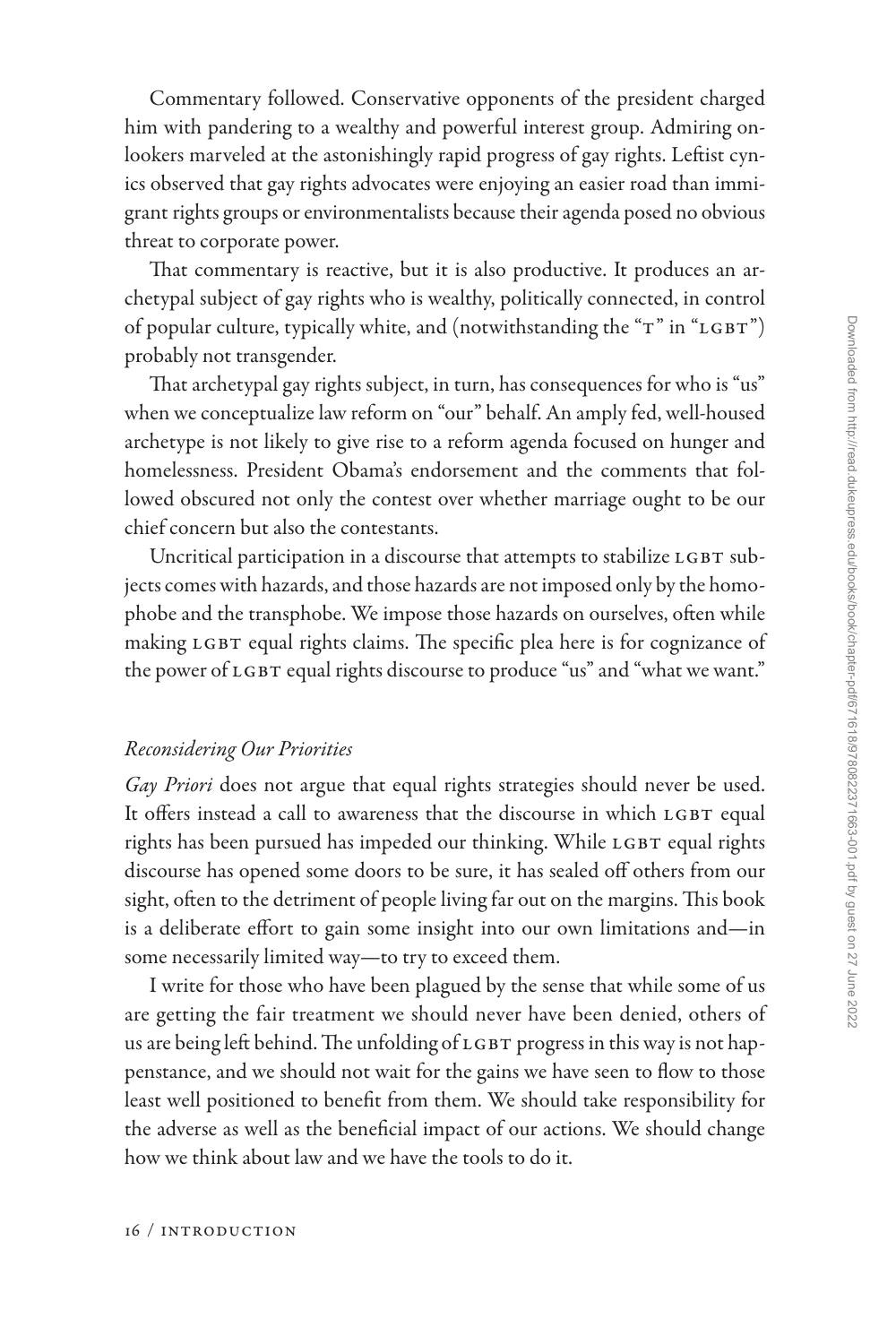Commentary followed. Conservative opponents of the president charged him with pandering to a wealthy and powerful interest group. Admiring onlookers marveled at the astonishingly rapid progress of gay rights. Leftist cynics observed that gay rights advocates were enjoying an easier road than immigrant rights groups or environmentalists because their agenda posed no obvious threat to corporate power.

That commentary is reactive, but it is also productive. It produces an archetypal subject of gay rights who is wealthy, politically connected, in control of popular culture, typically white, and (notwithstanding the "T" in "LGBT") probably not transgender.

That archetypal gay rights subject, in turn, has consequences for who is "us" when we conceptualize law reform on "our" behalf. An amply fed, well-housed archetype is not likely to give rise to a reform agenda focused on hunger and homelessness. President Obama's endorsement and the comments that followed obscured not only the contest over whether marriage ought to be our chief concern but also the contestants.

Uncritical participation in a discourse that attempts to stabilize LGBT subjects comes with hazards, and those hazards are not imposed only by the homophobe and the transphobe. We impose those hazards on ourselves, often while making LGBT equal rights claims. The specific plea here is for cognizance of the power of LGBT equal rights discourse to produce "us" and "what we want."

### *Reconsidering Our Priorities*

*Gay Priori* does not argue that equal rights strategies should never be used. It offers instead a call to awareness that the discourse in which LGBT equal rights has been pursued has impeded our thinking. While LGBT equal rights discourse has opened some doors to be sure, it has sealed off others from our sight, often to the detriment of people living far out on the margins. This book is a deliberate effort to gain some insight into our own limitations and—in some necessarily limited way—to try to exceed them.

I write for those who have been plagued by the sense that while some of us are getting the fair treatment we should never have been denied, others of us are being left behind. The unfolding of LGBT progress in this way is not happenstance, and we should not wait for the gains we have seen to flow to those least well positioned to benefit from them. We should take responsibility for the adverse as well as the beneficial impact of our actions. We should change how we think about law and we have the tools to do it.